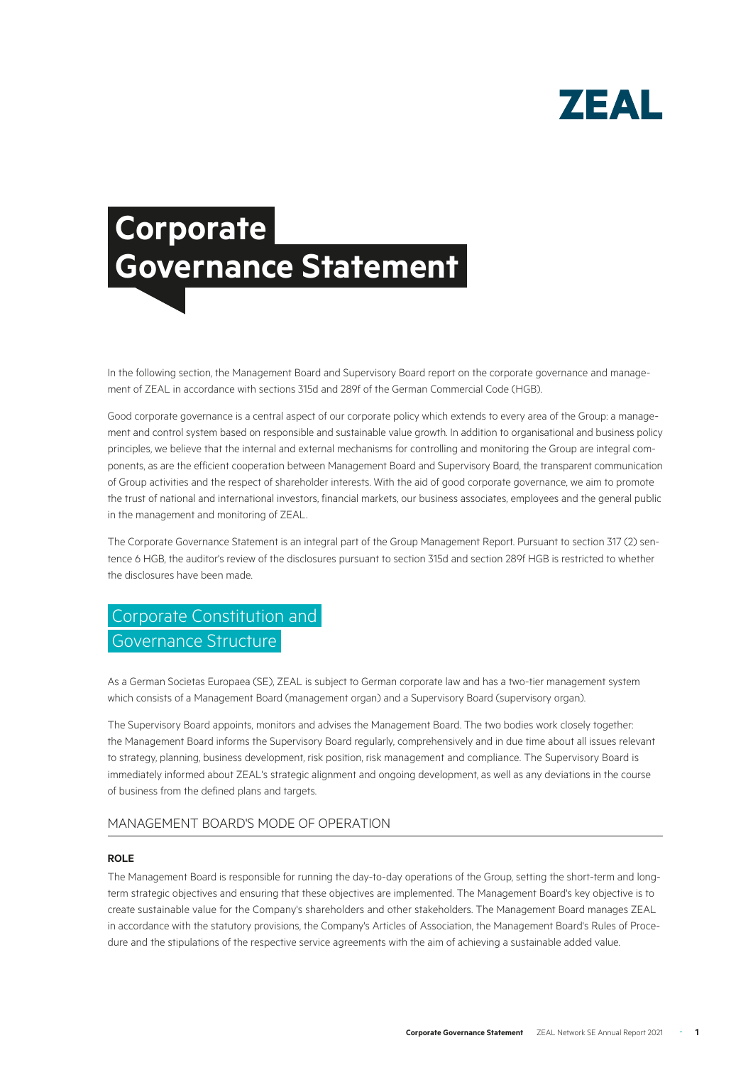ZEAL

# Corporate Governance Statement

In the following section, the Management Board and Supervisory Board report on the corporate governance and management of ZEAL in accordance with sections 315d and 289f of the German Commercial Code (HGB).

Good corporate governance is a central aspect of our corporate policy which extends to every area of the Group: a management and control system based on responsible and sustainable value growth. In addition to organisational and business policy principles, we believe that the internal and external mechanisms for controlling and monitoring the Group are integral components, as are the efficient cooperation between Management Board and Supervisory Board, the transparent communication of Group activities and the respect of shareholder interests. With the aid of good corporate governance, we aim to promote the trust of national and international investors, financial markets, our business associates, employees and the general public in the management and monitoring of ZEAL.

The Corporate Governance Statement is an integral part of the Group Management Report. Pursuant to section 317 (2) sentence 6 HGB, the auditor's review of the disclosures pursuant to section 315d and section 289f HGB is restricted to whether the disclosures have been made.

## Corporate Constitution and Governance Structure

As a German Societas Europaea (SE), ZEAL is subject to German corporate law and has a two-tier management system which consists of a Management Board (management organ) and a Supervisory Board (supervisory organ).

The Supervisory Board appoints, monitors and advises the Management Board. The two bodies work closely together: the Management Board informs the Supervisory Board regularly, comprehensively and in due time about all issues relevant to strategy, planning, business development, risk position, risk management and compliance. The Supervisory Board is immediately informed about ZEAL's strategic alignment and ongoing development, as well as any deviations in the course of business from the defined plans and targets.

### MANAGEMENT BOARD'S MODE OF OPERATION

#### ROLE

The Management Board is responsible for running the day-to-day operations of the Group, setting the short-term and long-term strategic objectives and ensuring that these objectives are implemented. The Management Board's key objective is to create sustainable value for the Company's shareholders and other stakeholders. The Management Board manages ZEAL in accordance with the statutory provisions, the Company's Articles of Association, the Management Board's Rules of Procedure and the stipulations of the respective service agreements with the aim of achieving a sustainable added value.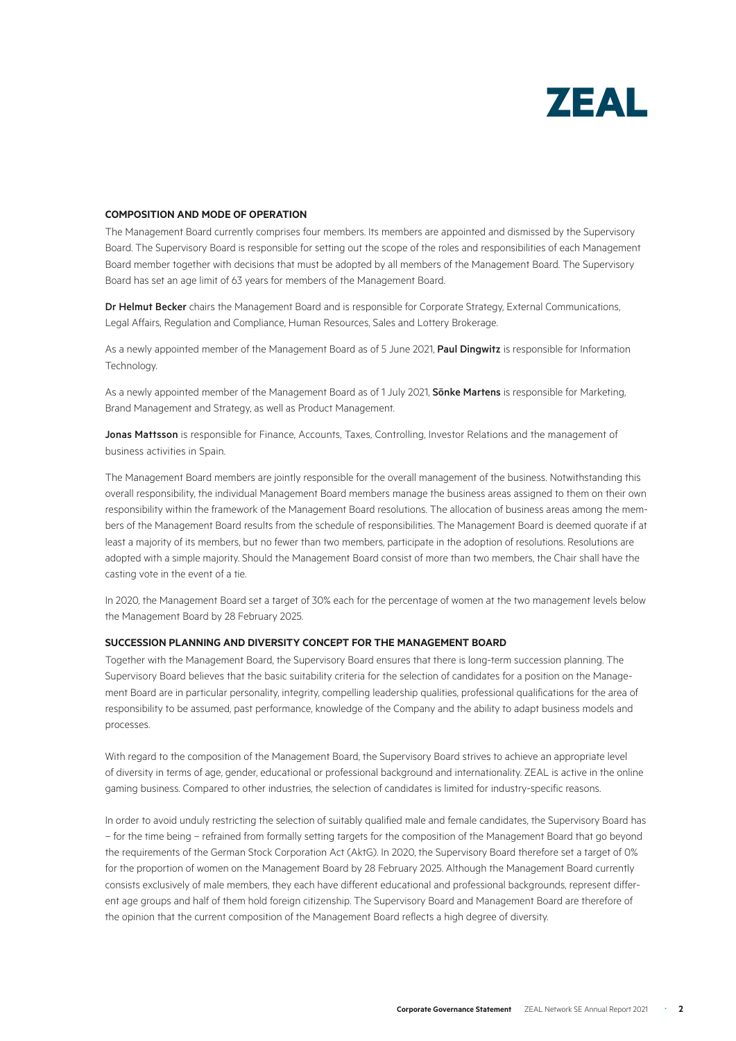## COMPOSITION AND MODE OF OPERATION

The Management Board currently comprises four members. Its members are appointed and dismissed by the Supervisory Board. The Supervisory Board is responsible for setting out the scope of the roles and responsibilities of each Management Board member together with decisions that must be adopted by all members of the Management Board. The Supervisory Board has set an age limit of 63 years for members of the Management Board.

**Dr Helmut Becker** chairs the Management Board and is responsible for Corporate Strategy, External Communications, Legal Affairs, Regulation and Compliance, Human Resources, Sales and Lottery Brokerage.

As a newly appointed member of the Management Board as of 5 June 2021, **Paul Dingwitz** is responsible for Information Technology.

As a newly appointed member of the Management Board as of 1 July 2021, **Sönke Martens** is responsible for Marketing, Brand Management and Strategy, as well as Product Management.

**Jonas Mattsson** is responsible for Finance, Accounts, Taxes, Controlling, Investor Relations and the management of business activities in Spain.

The Management Board members are jointly responsible for the overall management of the business. Notwithstanding this overall responsibility, the individual Management Board members manage the business areas assigned to them on their own responsibility within the framework of the Management Board resolutions. The allocation of business areas among the members of the Management Board results from the schedule of responsibilities. The Management Board is deemed quorate if at least a majority of its members, but no fewer than two members, participate in the adoption of resolutions. Resolutions are adopted with a simple majority. Should the Management Board consist of more than two members, the Chair shall have the casting vote in the event of a tie.

In 2020, the Management Board set a target of 30% each for the percentage of women at the two management levels below the Management Board by 28 February 2025.

## SUCCESSION PLANNING AND DIVERSITY CONCEPT FOR THE MANAGEMENT BOARD

Together with the Management Board, the Supervisory Board ensures that there is long-term succession planning. The Supervisory Board believes that the basic suitability criteria for the selection of candidates for a position on the Management Board are in particular personality, integrity, compelling leadership qualities, professional qualifications for the area of responsibility to be assumed, past performance, knowledge of the Company and the ability to adapt business models and processes.

With regard to the composition of the Management Board, the Supervisory Board strives to achieve an appropriate level of diversity in terms of age, gender, educational or professional background and internationality. ZEAL is active in the online gaming business. Compared to other industries, the selection of candidates is limited for industry-specific reasons.

In order to avoid unduly restricting the selection of suitably qualified male and female candidates, the Supervisory Board has – for the time being – refrained from formally setting targets for the composition of the Management Board that go beyond the requirements of the German Stock Corporation Act (AktG). In 2020, the Supervisory Board therefore set a target of 0% for the proportion of women on the Management Board by 28 February 2025. Although the Management Board currently consists exclusively of male members, they each have different educational and professional backgrounds, represent different age groups and half of them hold foreign citizenship. The Supervisory Board and Management Board are therefore of the opinion that the current composition of the Management Board reflects a high degree of diversity.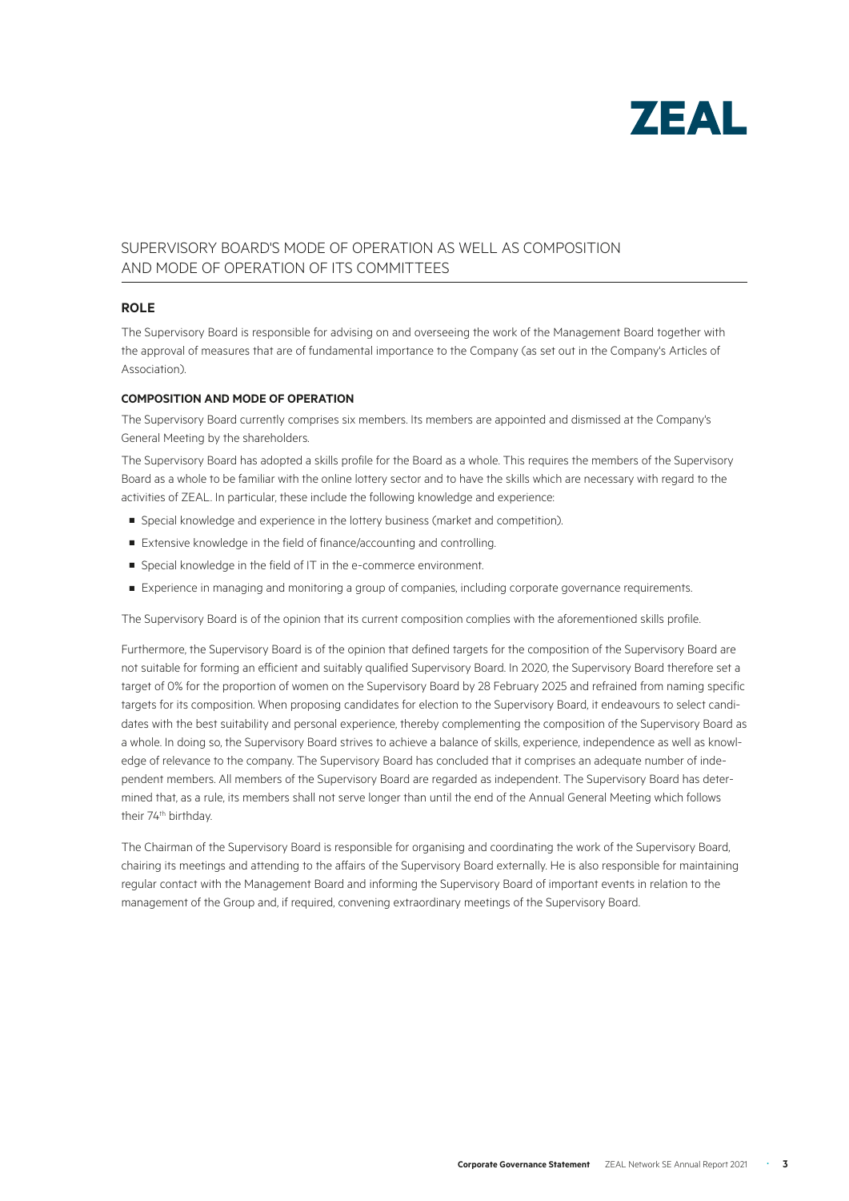## SUPERVISORY BOARD'S MODE OF OPERATION AS WELL AS COMPOSITION AND MODE OF OPERATION OF ITS COMMITTEES

### ROLE

The Supervisory Board is responsible for advising on and overseeing the work of the Management Board together with the approval of measures that are of fundamental importance to the Company (as set out in the Company's Articles of Association).

#### COMPOSITION AND MODE OF OPERATION

The Supervisory Board currently comprises six members. Its members are appointed and dismissed at the Company's General Meeting by the shareholders.

The Supervisory Board has adopted a skills profile for the Board as a whole. This requires the members of the Supervisory Board as a whole to be familiar with the online lottery sector and to have the skills which are necessary with regard to the activities of ZEAL. In particular, these include the following knowledge and experience:

- Special knowledge and experience in the lottery business (market and competition).
- Extensive knowledge in the field of finance/accounting and controlling.
- Special knowledge in the field of IT in the e-commerce environment.
- Experience in managing and monitoring a group of companies, including corporate governance requirements.

The Supervisory Board is of the opinion that its current composition complies with the aforementioned skills profile.

Furthermore, the Supervisory Board is of the opinion that defined targets for the composition of the Supervisory Board are not suitable for forming an efficient and suitably qualified Supervisory Board. In 2020, the Supervisory Board therefore set a target of 0% for the proportion of women on the Supervisory Board by 28 February 2025 and refrained from naming specific targets for its composition. When proposing candidates for election to the Supervisory Board, it endeavours to select candidates with the best suitability and personal experience, thereby complementing the composition of the Supervisory Board as a whole. In doing so, the Supervisory Board strives to achieve a balance of skills, experience, independence as well as knowledge of relevance to the company. The Supervisory Board has concluded that it comprises an adequate number of independent members. All members of the Supervisory Board are regarded as independent. The Supervisory Board has determined that, as a rule, its members shall not serve longer than until the end of the Annual General Meeting which follows their 74th birthday.

The Chairman of the Supervisory Board is responsible for organising and coordinating the work of the Supervisory Board, chairing its meetings and attending to the affairs of the Supervisory Board externally. He is also responsible for maintaining regular contact with the Management Board and informing the Supervisory Board of important events in relation to the management of the Group and, if required, convening extraordinary meetings of the Supervisory Board.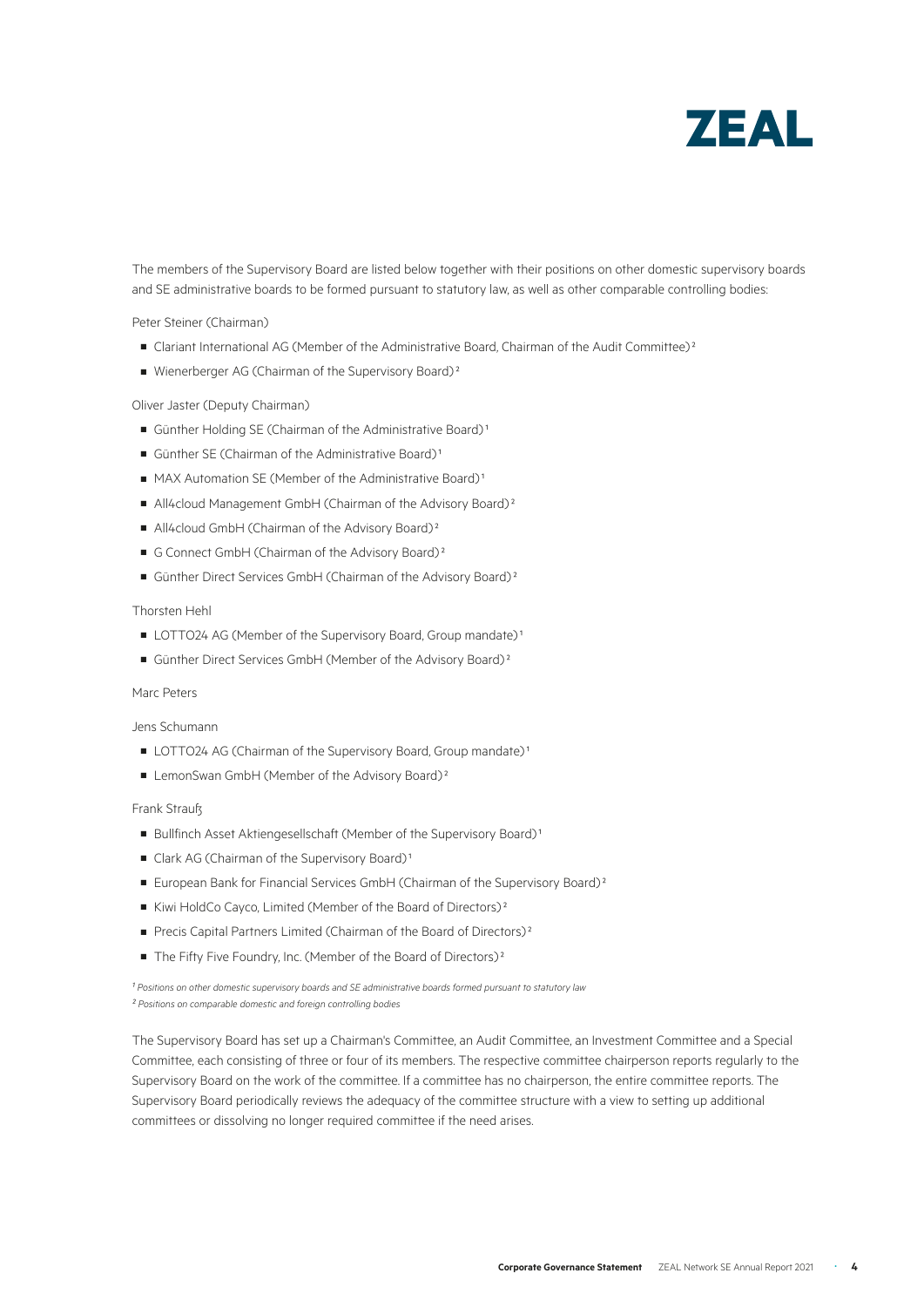The members of the Supervisory Board are listed below together with their positions on other domestic supervisory boards and SE administrative boards to be formed pursuant to statutory law, as well as other comparable controlling bodies:

Peter Steiner (Chairman)

- Clariant International AG (Member of the Administrative Board, Chairman of the Audit Committee)[2]
- Wienerberger AG (Chairman of the Supervisory Board)[2]

Oliver Jaster (Deputy Chairman)

- Günther Holding SE (Chairman of the Administrative Board)[1]
- Günther SE (Chairman of the Administrative Board)[1]
- MAX Automation SE (Member of the Administrative Board)[1]
- All4cloud Management GmbH (Chairman of the Advisory Board)[2]
- All4cloud GmbH (Chairman of the Advisory Board)[2]
- G Connect GmbH (Chairman of the Advisory Board)[2]
- Günther Direct Services GmbH (Chairman of the Advisory Board)[2]

Thorsten Hehl

- LOTTO24 AG (Member of the Supervisory Board, Group mandate)[1]
- Günther Direct Services GmbH (Member of the Advisory Board)[2]

Marc Peters

Jens Schumann

- LOTTO24 AG (Chairman of the Supervisory Board, Group mandate)[1]
- LemonSwan GmbH (Member of the Advisory Board)[2]

Frank Strauß

- Bullfinch Asset Aktiengesellschaft (Member of the Supervisory Board)[1]
- Clark AG (Chairman of the Supervisory Board)[1]
- European Bank for Financial Services GmbH (Chairman of the Supervisory Board)[2]
- Kiwi HoldCo Cayco, Limited (Member of the Board of Directors)[2]
- Precis Capital Partners Limited (Chairman of the Board of Directors)[2]
- The Fifty Five Foundry, Inc. (Member of the Board of Directors)[2]

*[1] Positions on other domestic supervisory boards and SE administrative boards formed pursuant to statutory law*
*[2] Positions on comparable domestic and foreign controlling bodies*

The Supervisory Board has set up a Chairman's Committee, an Audit Committee, an Investment Committee and a Special Committee, each consisting of three or four of its members. The respective committee chairperson reports regularly to the Supervisory Board on the work of the committee. If a committee has no chairperson, the entire committee reports. The Supervisory Board periodically reviews the adequacy of the committee structure with a view to setting up additional committees or dissolving no longer required committee if the need arises.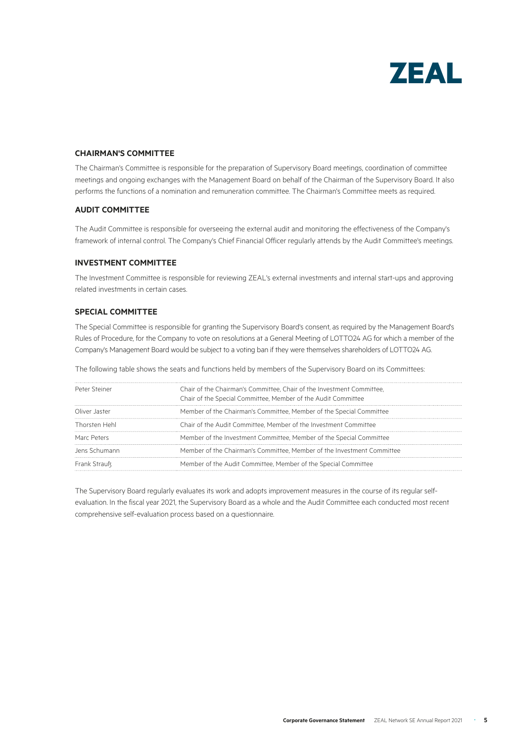## CHAIRMAN'S COMMITTEE

The Chairman's Committee is responsible for the preparation of Supervisory Board meetings, coordination of committee meetings and ongoing exchanges with the Management Board on behalf of the Chairman of the Supervisory Board. It also performs the functions of a nomination and remuneration committee. The Chairman's Committee meets as required.

## AUDIT COMMITTEE

The Audit Committee is responsible for overseeing the external audit and monitoring the effectiveness of the Company's framework of internal control. The Company's Chief Financial Officer regularly attends by the Audit Committee's meetings.

## INVESTMENT COMMITTEE

The Investment Committee is responsible for reviewing ZEAL's external investments and internal start-ups and approving related investments in certain cases.

## SPECIAL COMMITTEE

The Special Committee is responsible for granting the Supervisory Board's consent, as required by the Management Board's Rules of Procedure, for the Company to vote on resolutions at a General Meeting of LOTTO24 AG for which a member of the Company's Management Board would be subject to a voting ban if they were themselves shareholders of LOTTO24 AG.

The following table shows the seats and functions held by members of the Supervisory Board on its Committees:

| | |
|---|---|
| Peter Steiner | Chair of the Chairman's Committee, Chair of the Investment Committee, Chair of the Special Committee, Member of the Audit Committee |
| Oliver Jaster | Member of the Chairman's Committee, Member of the Special Committee |
| Thorsten Hehl | Chair of the Audit Committee, Member of the Investment Committee |
| Marc Peters | Member of the Investment Committee, Member of the Special Committee |
| Jens Schumann | Member of the Chairman's Committee, Member of the Investment Committee |
| Frank Strauß | Member of the Audit Committee, Member of the Special Committee |

The Supervisory Board regularly evaluates its work and adopts improvement measures in the course of its regular self-evaluation. In the fiscal year 2021, the Supervisory Board as a whole and the Audit Committee each conducted most recent comprehensive self-evaluation process based on a questionnaire.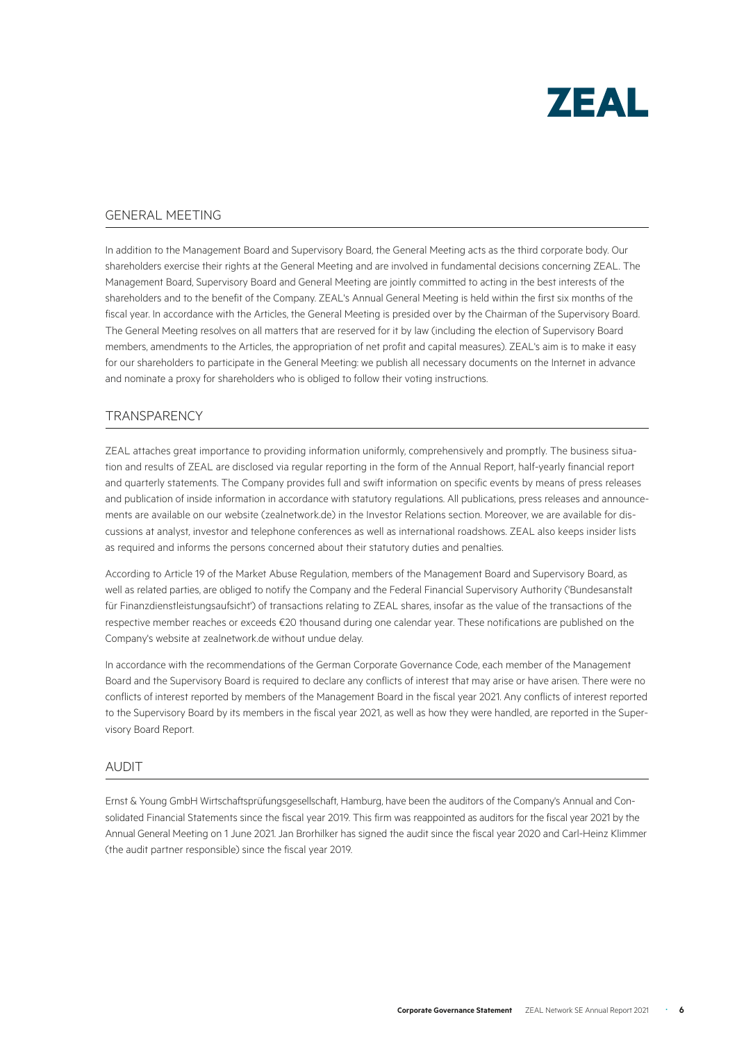## GENERAL MEETING

In addition to the Management Board and Supervisory Board, the General Meeting acts as the third corporate body. Our shareholders exercise their rights at the General Meeting and are involved in fundamental decisions concerning ZEAL. The Management Board, Supervisory Board and General Meeting are jointly committed to acting in the best interests of the shareholders and to the benefit of the Company. ZEAL's Annual General Meeting is held within the first six months of the fiscal year. In accordance with the Articles, the General Meeting is presided over by the Chairman of the Supervisory Board. The General Meeting resolves on all matters that are reserved for it by law (including the election of Supervisory Board members, amendments to the Articles, the appropriation of net profit and capital measures). ZEAL's aim is to make it easy for our shareholders to participate in the General Meeting: we publish all necessary documents on the Internet in advance and nominate a proxy for shareholders who is obliged to follow their voting instructions.

## TRANSPARENCY

ZEAL attaches great importance to providing information uniformly, comprehensively and promptly. The business situation and results of ZEAL are disclosed via regular reporting in the form of the Annual Report, half-yearly financial report and quarterly statements. The Company provides full and swift information on specific events by means of press releases and publication of inside information in accordance with statutory regulations. All publications, press releases and announcements are available on our website (zealnetwork.de) in the Investor Relations section. Moreover, we are available for discussions at analyst, investor and telephone conferences as well as international roadshows. ZEAL also keeps insider lists as required and informs the persons concerned about their statutory duties and penalties.

According to Article 19 of the Market Abuse Regulation, members of the Management Board and Supervisory Board, as well as related parties, are obliged to notify the Company and the Federal Financial Supervisory Authority ('Bundesanstalt für Finanzdienstleistungsaufsicht') of transactions relating to ZEAL shares, insofar as the value of the transactions of the respective member reaches or exceeds €20 thousand during one calendar year. These notifications are published on the Company's website at zealnetwork.de without undue delay.

In accordance with the recommendations of the German Corporate Governance Code, each member of the Management Board and the Supervisory Board is required to declare any conflicts of interest that may arise or have arisen. There were no conflicts of interest reported by members of the Management Board in the fiscal year 2021. Any conflicts of interest reported to the Supervisory Board by its members in the fiscal year 2021, as well as how they were handled, are reported in the Supervisory Board Report.

## AUDIT

Ernst & Young GmbH Wirtschaftsprüfungsgesellschaft, Hamburg, have been the auditors of the Company's Annual and Consolidated Financial Statements since the fiscal year 2019. This firm was reappointed as auditors for the fiscal year 2021 by the Annual General Meeting on 1 June 2021. Jan Brorhilker has signed the audit since the fiscal year 2020 and Carl-Heinz Klimmer (the audit partner responsible) since the fiscal year 2019.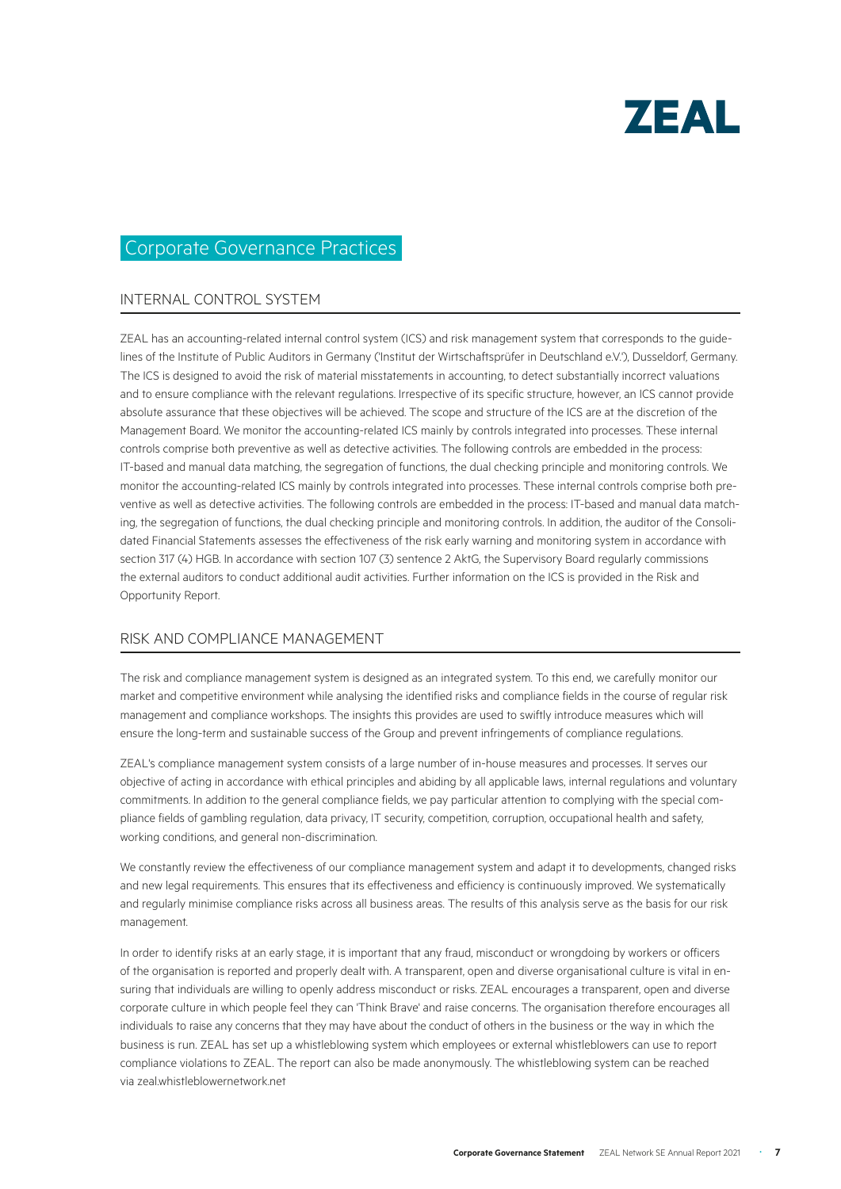# Corporate Governance Practices

## INTERNAL CONTROL SYSTEM

ZEAL has an accounting-related internal control system (ICS) and risk management system that corresponds to the guidelines of the Institute of Public Auditors in Germany ('Institut der Wirtschaftsprüfer in Deutschland e.V.'), Dusseldorf, Germany. The ICS is designed to avoid the risk of material misstatements in accounting, to detect substantially incorrect valuations and to ensure compliance with the relevant regulations. Irrespective of its specific structure, however, an ICS cannot provide absolute assurance that these objectives will be achieved. The scope and structure of the ICS are at the discretion of the Management Board. We monitor the accounting-related ICS mainly by controls integrated into processes. These internal controls comprise both preventive as well as detective activities. The following controls are embedded in the process: IT-based and manual data matching, the segregation of functions, the dual checking principle and monitoring controls. We monitor the accounting-related ICS mainly by controls integrated into processes. These internal controls comprise both preventive as well as detective activities. The following controls are embedded in the process: IT-based and manual data matching, the segregation of functions, the dual checking principle and monitoring controls. In addition, the auditor of the Consolidated Financial Statements assesses the effectiveness of the risk early warning and monitoring system in accordance with section 317 (4) HGB. In accordance with section 107 (3) sentence 2 AktG, the Supervisory Board regularly commissions the external auditors to conduct additional audit activities. Further information on the ICS is provided in the Risk and Opportunity Report.

## RISK AND COMPLIANCE MANAGEMENT

The risk and compliance management system is designed as an integrated system. To this end, we carefully monitor our market and competitive environment while analysing the identified risks and compliance fields in the course of regular risk management and compliance workshops. The insights this provides are used to swiftly introduce measures which will ensure the long-term and sustainable success of the Group and prevent infringements of compliance regulations.

ZEAL's compliance management system consists of a large number of in-house measures and processes. It serves our objective of acting in accordance with ethical principles and abiding by all applicable laws, internal regulations and voluntary commitments. In addition to the general compliance fields, we pay particular attention to complying with the special compliance fields of gambling regulation, data privacy, IT security, competition, corruption, occupational health and safety, working conditions, and general non-discrimination.

We constantly review the effectiveness of our compliance management system and adapt it to developments, changed risks and new legal requirements. This ensures that its effectiveness and efficiency is continuously improved. We systematically and regularly minimise compliance risks across all business areas. The results of this analysis serve as the basis for our risk management.

In order to identify risks at an early stage, it is important that any fraud, misconduct or wrongdoing by workers or officers of the organisation is reported and properly dealt with. A transparent, open and diverse organisational culture is vital in ensuring that individuals are willing to openly address misconduct or risks. ZEAL encourages a transparent, open and diverse corporate culture in which people feel they can 'Think Brave' and raise concerns. The organisation therefore encourages all individuals to raise any concerns that they may have about the conduct of others in the business or the way in which the business is run. ZEAL has set up a whistleblowing system which employees or external whistleblowers can use to report compliance violations to ZEAL. The report can also be made anonymously. The whistleblowing system can be reached via zeal.whistleblowernetwork.net